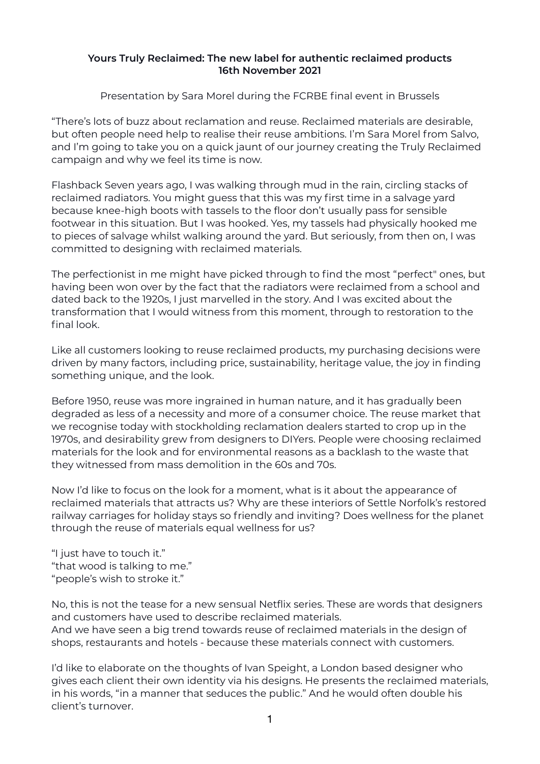**Yours Truly Reclaimed: The new label for authentic reclaimed products**
**16th November 2021**

Presentation by Sara Morel during the FCRBE final event in Brussels

"There's lots of buzz about reclamation and reuse. Reclaimed materials are desirable, but often people need help to realise their reuse ambitions. I'm Sara Morel from Salvo, and I'm going to take you on a quick jaunt of our journey creating the Truly Reclaimed campaign and why we feel its time is now.

Flashback Seven years ago, I was walking through mud in the rain, circling stacks of reclaimed radiators. You might guess that this was my first time in a salvage yard because knee-high boots with tassels to the floor don't usually pass for sensible footwear in this situation. But I was hooked. Yes, my tassels had physically hooked me to pieces of salvage whilst walking around the yard. But seriously, from then on, I was committed to designing with reclaimed materials.

The perfectionist in me might have picked through to find the most "perfect" ones, but having been won over by the fact that the radiators were reclaimed from a school and dated back to the 1920s, I just marvelled in the story. And I was excited about the transformation that I would witness from this moment, through to restoration to the final look.

Like all customers looking to reuse reclaimed products, my purchasing decisions were driven by many factors, including price, sustainability, heritage value, the joy in finding something unique, and the look.

Before 1950, reuse was more ingrained in human nature, and it has gradually been degraded as less of a necessity and more of a consumer choice. The reuse market that we recognise today with stockholding reclamation dealers started to crop up in the 1970s, and desirability grew from designers to DIYers. People were choosing reclaimed materials for the look and for environmental reasons as a backlash to the waste that they witnessed from mass demolition in the 60s and 70s.

Now I'd like to focus on the look for a moment, what is it about the appearance of reclaimed materials that attracts us? Why are these interiors of Settle Norfolk's restored railway carriages for holiday stays so friendly and inviting? Does wellness for the planet through the reuse of materials equal wellness for us?

"I just have to touch it."
"that wood is talking to me."
"people's wish to stroke it."

No, this is not the tease for a new sensual Netflix series. These are words that designers and customers have used to describe reclaimed materials.
And we have seen a big trend towards reuse of reclaimed materials in the design of shops, restaurants and hotels - because these materials connect with customers.

I'd like to elaborate on the thoughts of Ivan Speight, a London based designer who gives each client their own identity via his designs. He presents the reclaimed materials, in his words, "in a manner that seduces the public." And he would often double his client's turnover.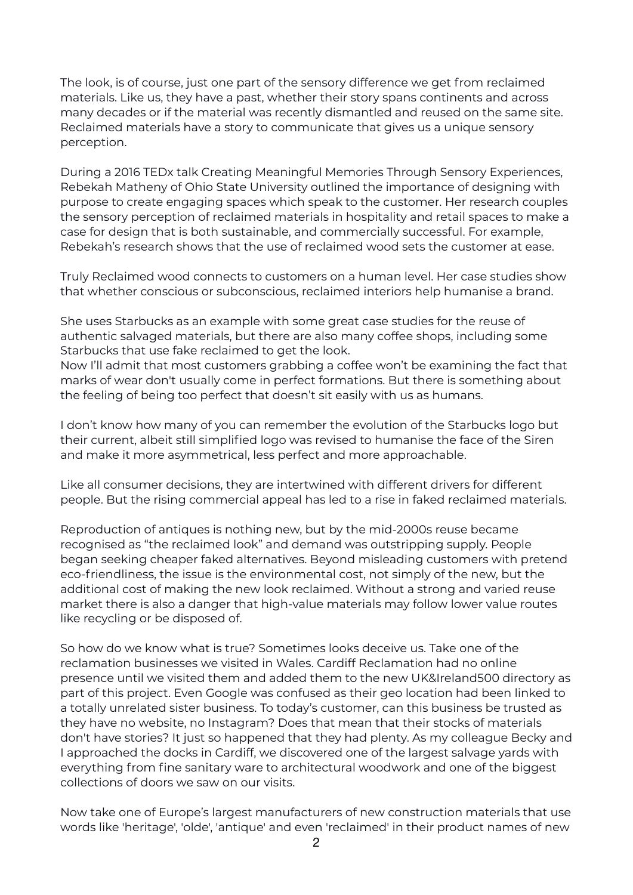The look, is of course, just one part of the sensory difference we get from reclaimed materials. Like us, they have a past, whether their story spans continents and across many decades or if the material was recently dismantled and reused on the same site. Reclaimed materials have a story to communicate that gives us a unique sensory perception.

During a 2016 TEDx talk Creating Meaningful Memories Through Sensory Experiences, Rebekah Matheny of Ohio State University outlined the importance of designing with purpose to create engaging spaces which speak to the customer. Her research couples the sensory perception of reclaimed materials in hospitality and retail spaces to make a case for design that is both sustainable, and commercially successful. For example, Rebekah's research shows that the use of reclaimed wood sets the customer at ease.

Truly Reclaimed wood connects to customers on a human level. Her case studies show that whether conscious or subconscious, reclaimed interiors help humanise a brand.

She uses Starbucks as an example with some great case studies for the reuse of authentic salvaged materials, but there are also many coffee shops, including some Starbucks that use fake reclaimed to get the look.
Now I'll admit that most customers grabbing a coffee won't be examining the fact that marks of wear don't usually come in perfect formations. But there is something about the feeling of being too perfect that doesn't sit easily with us as humans.

I don't know how many of you can remember the evolution of the Starbucks logo but their current, albeit still simplified logo was revised to humanise the face of the Siren and make it more asymmetrical, less perfect and more approachable.

Like all consumer decisions, they are intertwined with different drivers for different people. But the rising commercial appeal has led to a rise in faked reclaimed materials.

Reproduction of antiques is nothing new, but by the mid-2000s reuse became recognised as "the reclaimed look" and demand was outstripping supply. People began seeking cheaper faked alternatives. Beyond misleading customers with pretend eco-friendliness, the issue is the environmental cost, not simply of the new, but the additional cost of making the new look reclaimed. Without a strong and varied reuse market there is also a danger that high-value materials may follow lower value routes like recycling or be disposed of.

So how do we know what is true? Sometimes looks deceive us. Take one of the reclamation businesses we visited in Wales. Cardiff Reclamation had no online presence until we visited them and added them to the new UK&Ireland500 directory as part of this project. Even Google was confused as their geo location had been linked to a totally unrelated sister business. To today's customer, can this business be trusted as they have no website, no Instagram? Does that mean that their stocks of materials don't have stories? It just so happened that they had plenty. As my colleague Becky and I approached the docks in Cardiff, we discovered one of the largest salvage yards with everything from fine sanitary ware to architectural woodwork and one of the biggest collections of doors we saw on our visits.

Now take one of Europe's largest manufacturers of new construction materials that use words like 'heritage', 'olde', 'antique' and even 'reclaimed' in their product names of new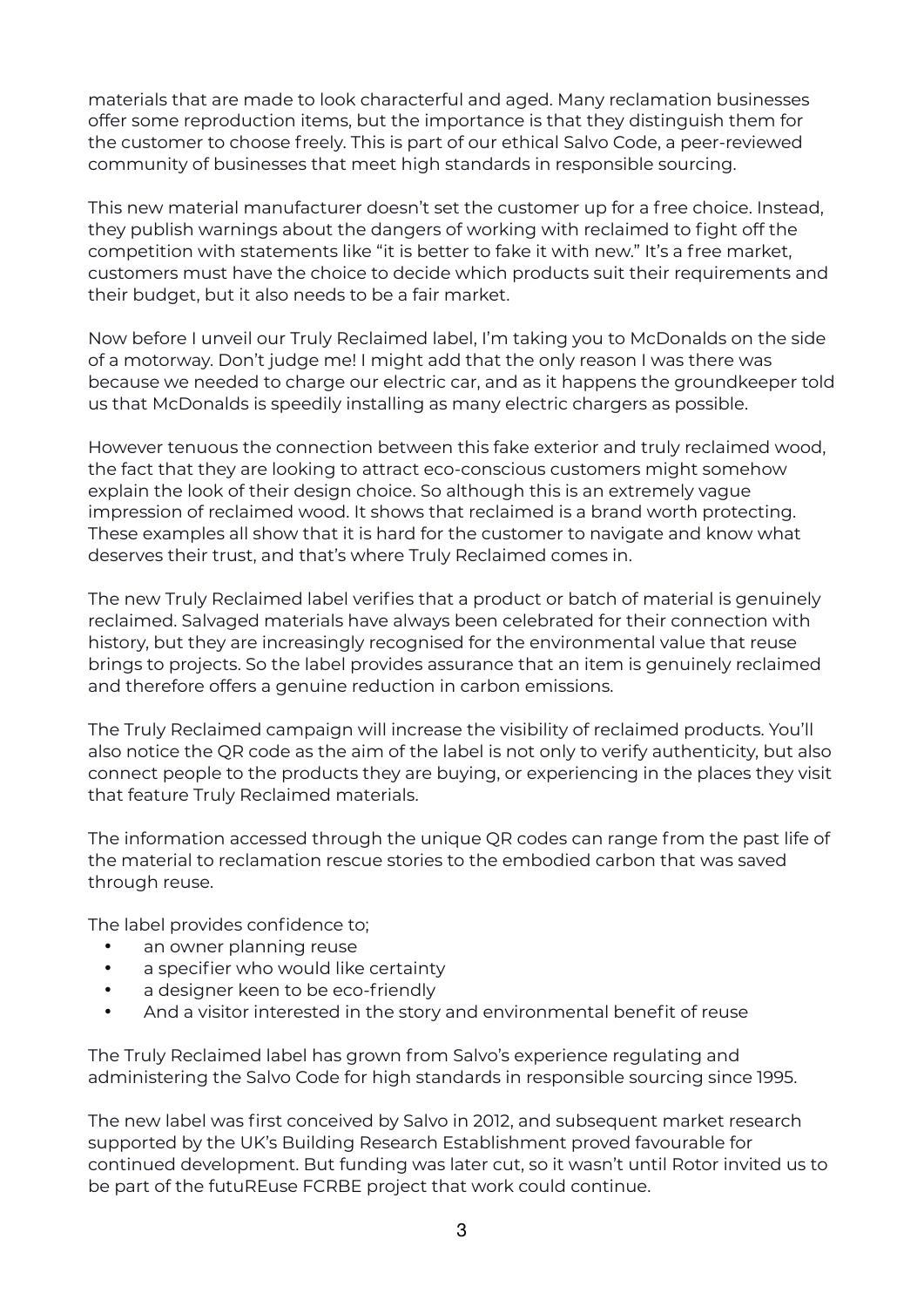materials that are made to look characterful and aged. Many reclamation businesses offer some reproduction items, but the importance is that they distinguish them for the customer to choose freely. This is part of our ethical Salvo Code, a peer-reviewed community of businesses that meet high standards in responsible sourcing.

This new material manufacturer doesn't set the customer up for a free choice. Instead, they publish warnings about the dangers of working with reclaimed to fight off the competition with statements like "it is better to fake it with new." It's a free market, customers must have the choice to decide which products suit their requirements and their budget, but it also needs to be a fair market.

Now before I unveil our Truly Reclaimed label, I'm taking you to McDonalds on the side of a motorway. Don't judge me! I might add that the only reason I was there was because we needed to charge our electric car, and as it happens the groundkeeper told us that McDonalds is speedily installing as many electric chargers as possible.

However tenuous the connection between this fake exterior and truly reclaimed wood, the fact that they are looking to attract eco-conscious customers might somehow explain the look of their design choice. So although this is an extremely vague impression of reclaimed wood. It shows that reclaimed is a brand worth protecting. These examples all show that it is hard for the customer to navigate and know what deserves their trust, and that's where Truly Reclaimed comes in.

The new Truly Reclaimed label verifies that a product or batch of material is genuinely reclaimed. Salvaged materials have always been celebrated for their connection with history, but they are increasingly recognised for the environmental value that reuse brings to projects. So the label provides assurance that an item is genuinely reclaimed and therefore offers a genuine reduction in carbon emissions.

The Truly Reclaimed campaign will increase the visibility of reclaimed products. You'll also notice the QR code as the aim of the label is not only to verify authenticity, but also connect people to the products they are buying, or experiencing in the places they visit that feature Truly Reclaimed materials.

The information accessed through the unique QR codes can range from the past life of the material to reclamation rescue stories to the embodied carbon that was saved through reuse.

The label provides confidence to;

- an owner planning reuse
- a specifier who would like certainty
- a designer keen to be eco-friendly
- And a visitor interested in the story and environmental benefit of reuse

The Truly Reclaimed label has grown from Salvo's experience regulating and administering the Salvo Code for high standards in responsible sourcing since 1995.

The new label was first conceived by Salvo in 2012, and subsequent market research supported by the UK's Building Research Establishment proved favourable for continued development. But funding was later cut, so it wasn't until Rotor invited us to be part of the futuREuse FCRBE project that work could continue.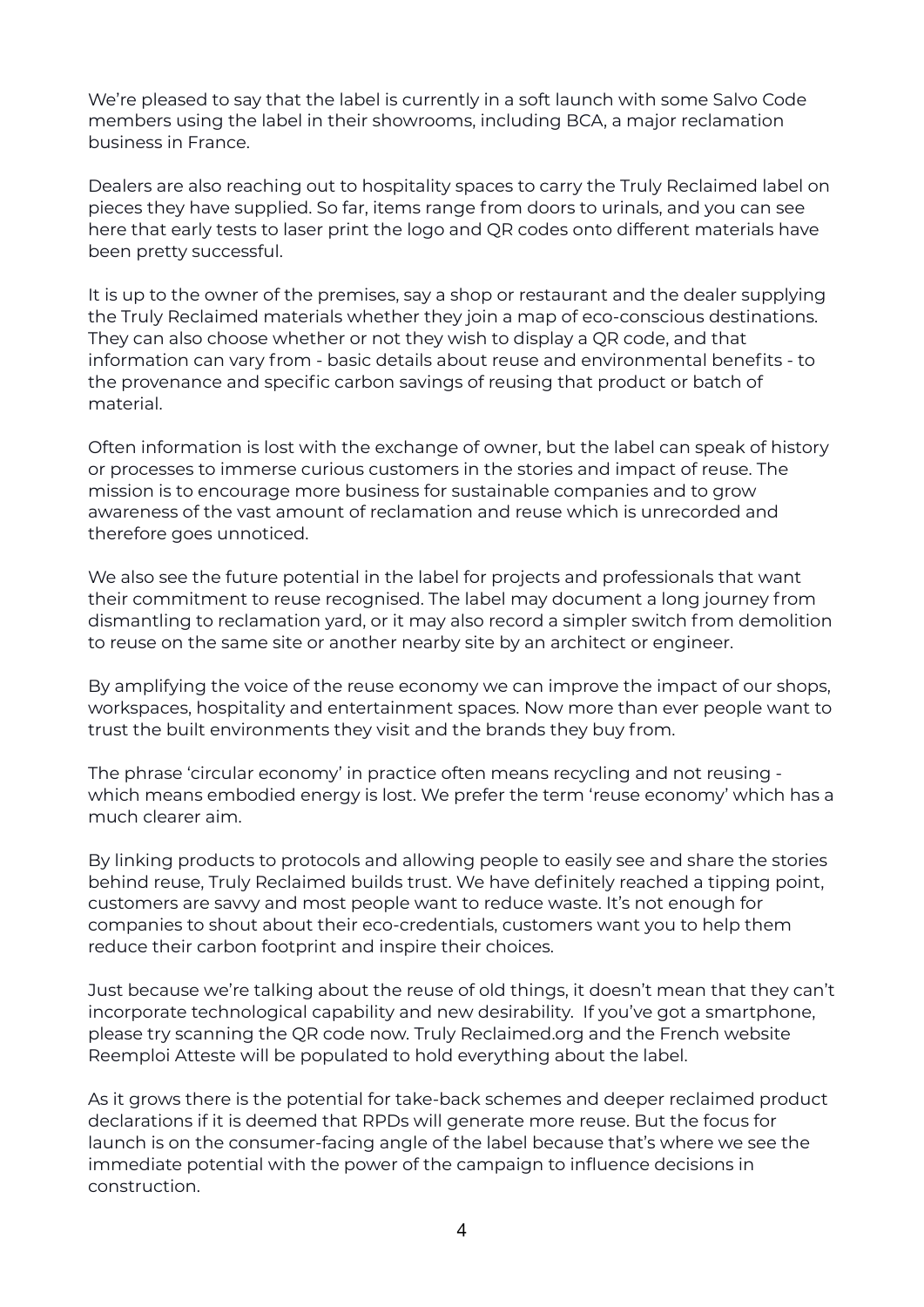We're pleased to say that the label is currently in a soft launch with some Salvo Code members using the label in their showrooms, including BCA, a major reclamation business in France.

Dealers are also reaching out to hospitality spaces to carry the Truly Reclaimed label on pieces they have supplied. So far, items range from doors to urinals, and you can see here that early tests to laser print the logo and QR codes onto different materials have been pretty successful.

It is up to the owner of the premises, say a shop or restaurant and the dealer supplying the Truly Reclaimed materials whether they join a map of eco-conscious destinations. They can also choose whether or not they wish to display a QR code, and that information can vary from - basic details about reuse and environmental benefits - to the provenance and specific carbon savings of reusing that product or batch of material.

Often information is lost with the exchange of owner, but the label can speak of history or processes to immerse curious customers in the stories and impact of reuse. The mission is to encourage more business for sustainable companies and to grow awareness of the vast amount of reclamation and reuse which is unrecorded and therefore goes unnoticed.

We also see the future potential in the label for projects and professionals that want their commitment to reuse recognised. The label may document a long journey from dismantling to reclamation yard, or it may also record a simpler switch from demolition to reuse on the same site or another nearby site by an architect or engineer.

By amplifying the voice of the reuse economy we can improve the impact of our shops, workspaces, hospitality and entertainment spaces. Now more than ever people want to trust the built environments they visit and the brands they buy from.

The phrase 'circular economy' in practice often means recycling and not reusing - which means embodied energy is lost. We prefer the term 'reuse economy' which has a much clearer aim.

By linking products to protocols and allowing people to easily see and share the stories behind reuse, Truly Reclaimed builds trust. We have definitely reached a tipping point, customers are savvy and most people want to reduce waste. It's not enough for companies to shout about their eco-credentials, customers want you to help them reduce their carbon footprint and inspire their choices.

Just because we're talking about the reuse of old things, it doesn't mean that they can't incorporate technological capability and new desirability. If you've got a smartphone, please try scanning the QR code now. Truly Reclaimed.org and the French website Reemploi Atteste will be populated to hold everything about the label.

As it grows there is the potential for take-back schemes and deeper reclaimed product declarations if it is deemed that RPDs will generate more reuse. But the focus for launch is on the consumer-facing angle of the label because that's where we see the immediate potential with the power of the campaign to influence decisions in construction.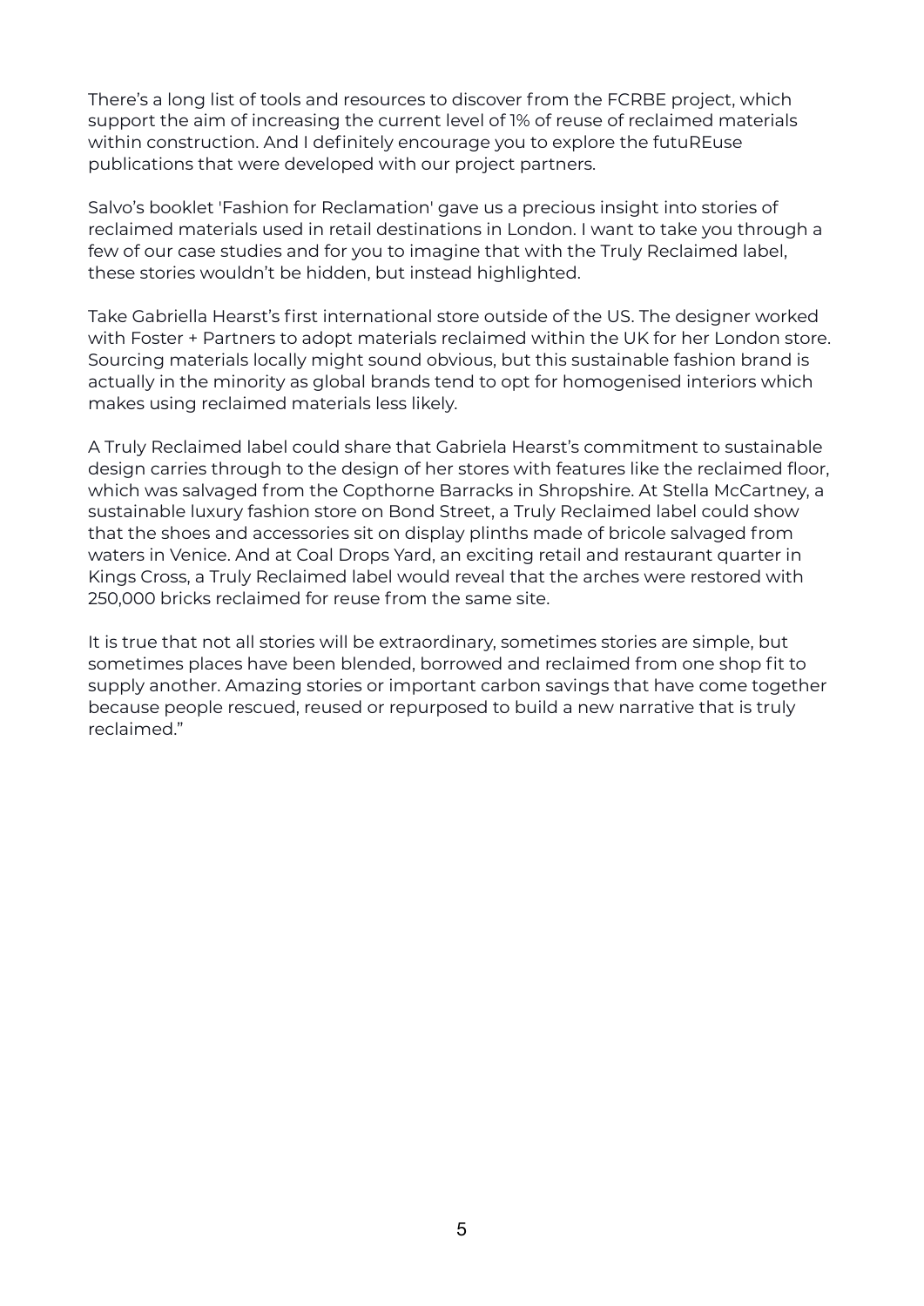There's a long list of tools and resources to discover from the FCRBE project, which support the aim of increasing the current level of 1% of reuse of reclaimed materials within construction. And I definitely encourage you to explore the futuREuse publications that were developed with our project partners.

Salvo's booklet 'Fashion for Reclamation' gave us a precious insight into stories of reclaimed materials used in retail destinations in London. I want to take you through a few of our case studies and for you to imagine that with the Truly Reclaimed label, these stories wouldn't be hidden, but instead highlighted.

Take Gabriella Hearst's first international store outside of the US. The designer worked with Foster + Partners to adopt materials reclaimed within the UK for her London store. Sourcing materials locally might sound obvious, but this sustainable fashion brand is actually in the minority as global brands tend to opt for homogenised interiors which makes using reclaimed materials less likely.

A Truly Reclaimed label could share that Gabriela Hearst's commitment to sustainable design carries through to the design of her stores with features like the reclaimed floor, which was salvaged from the Copthorne Barracks in Shropshire. At Stella McCartney, a sustainable luxury fashion store on Bond Street, a Truly Reclaimed label could show that the shoes and accessories sit on display plinths made of bricole salvaged from waters in Venice. And at Coal Drops Yard, an exciting retail and restaurant quarter in Kings Cross, a Truly Reclaimed label would reveal that the arches were restored with 250,000 bricks reclaimed for reuse from the same site.

It is true that not all stories will be extraordinary, sometimes stories are simple, but sometimes places have been blended, borrowed and reclaimed from one shop fit to supply another. Amazing stories or important carbon savings that have come together because people rescued, reused or repurposed to build a new narrative that is truly reclaimed."